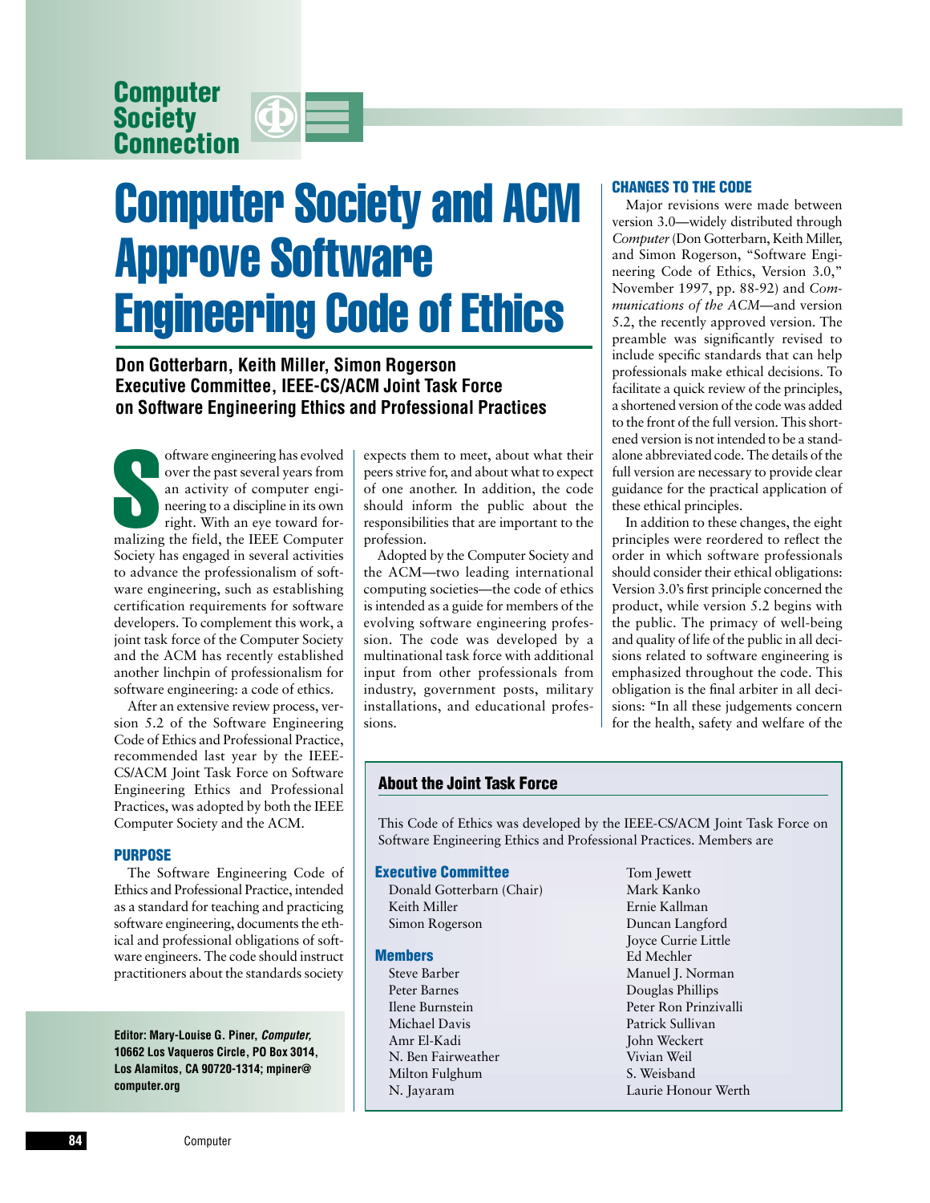Computer Society Connection

# Computer Society and ACM Approve Software Engineering Code of Ethics

**Don Gotterbarn, Keith Miller, Simon Rogerson**
**Executive Committee, IEEE-CS/ACM Joint Task Force on Software Engineering Ethics and Professional Practices**

Software engineering has evolved over the past several years from an activity of computer engineering to a discipline in its own right. With an eye toward formalizing the field, the IEEE Computer Society has engaged in several activities to advance the professionalism of software engineering, such as establishing certification requirements for software developers. To complement this work, a joint task force of the Computer Society and the ACM has recently established another linchpin of professionalism for software engineering: a code of ethics.

After an extensive review process, version 5.2 of the Software Engineering Code of Ethics and Professional Practice, recommended last year by the IEEE-CS/ACM Joint Task Force on Software Engineering Ethics and Professional Practices, was adopted by both the IEEE Computer Society and the ACM.

## PURPOSE

The Software Engineering Code of Ethics and Professional Practice, intended as a standard for teaching and practicing software engineering, documents the ethical and professional obligations of software engineers. The code should instruct practitioners about the standards society expects them to meet, about what their peers strive for, and about what to expect of one another. In addition, the code should inform the public about the responsibilities that are important to the profession.

Adopted by the Computer Society and the ACM—two leading international computing societies—the code of ethics is intended as a guide for members of the evolving software engineering profession. The code was developed by a multinational task force with additional input from other professionals from industry, government posts, military installations, and educational professions.

## CHANGES TO THE CODE

Major revisions were made between version 3.0—widely distributed through *Computer* (Don Gotterbarn, Keith Miller, and Simon Rogerson, "Software Engineering Code of Ethics, Version 3.0," November 1997, pp. 88-92) and *Communications of the ACM*—and version 5.2, the recently approved version. The preamble was significantly revised to include specific standards that can help professionals make ethical decisions. To facilitate a quick review of the principles, a shortened version of the code was added to the front of the full version. This shortened version is not intended to be a standalone abbreviated code. The details of the full version are necessary to provide clear guidance for the practical application of these ethical principles.

In addition to these changes, the eight principles were reordered to reflect the order in which software professionals should consider their ethical obligations: Version 3.0's first principle concerned the product, while version 5.2 begins with the public. The primacy of well-being and quality of life of the public in all decisions related to software engineering is emphasized throughout the code. This obligation is the final arbiter in all decisions: "In all these judgements concern for the health, safety and welfare of the

### About the Joint Task Force

This Code of Ethics was developed by the IEEE-CS/ACM Joint Task Force on Software Engineering Ethics and Professional Practices. Members are

**Executive Committee**

Donald Gotterbarn (Chair)
Keith Miller
Simon Rogerson

**Members**

Steve Barber
Peter Barnes
Ilene Burnstein
Michael Davis
Amr El-Kadi
N. Ben Fairweather
Milton Fulghum
N. Jayaram
Tom Jewett
Mark Kanko
Ernie Kallman
Duncan Langford
Joyce Currie Little
Ed Mechler
Manuel J. Norman
Douglas Phillips
Peter Ron Prinzivalli
Patrick Sullivan
John Weckert
Vivian Weil
S. Weisband
Laurie Honour Werth

**Editor: Mary-Louise G. Piner, *Computer,* 10662 Los Vaqueros Circle, PO Box 3014, Los Alamitos, CA 90720-1314; mpiner@computer.org**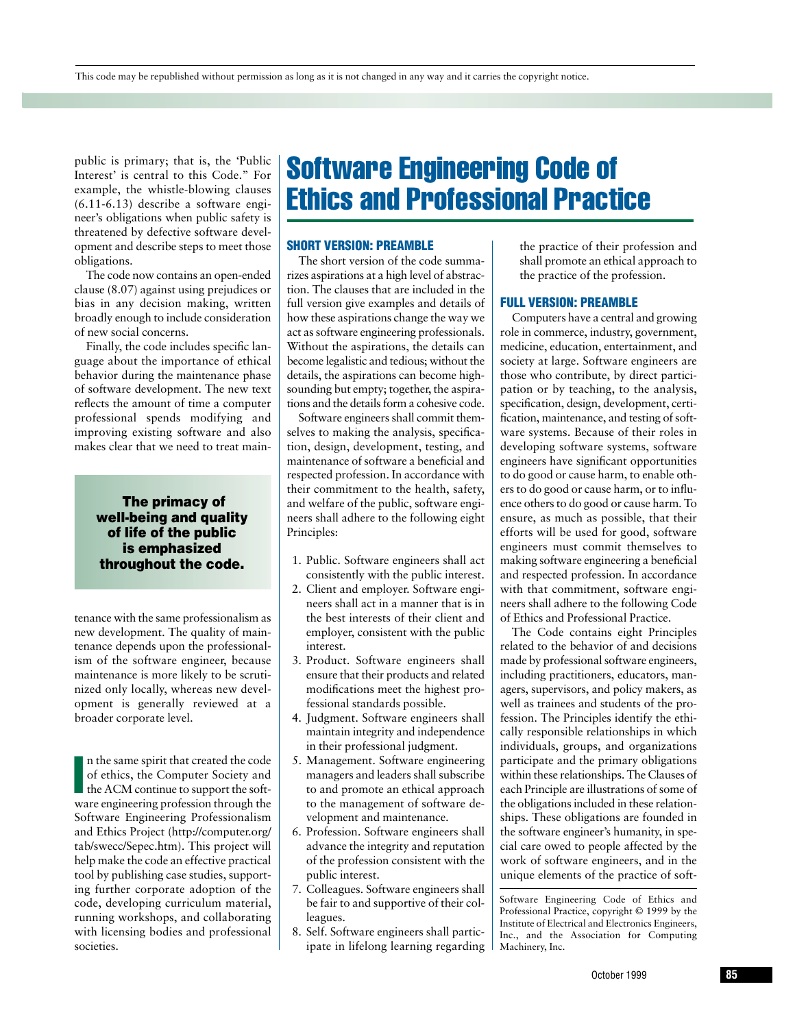This code may be republished without permission as long as it is not changed in any way and it carries the copyright notice.

public is primary; that is, the 'Public Interest' is central to this Code." For example, the whistle-blowing clauses (6.11-6.13) describe a software engineer's obligations when public safety is threatened by defective software development and describe steps to meet those obligations.

The code now contains an open-ended clause (8.07) against using prejudices or bias in any decision making, written broadly enough to include consideration of new social concerns.

Finally, the code includes specific language about the importance of ethical behavior during the maintenance phase of software development. The new text reflects the amount of time a computer professional spends modifying and improving existing software and also makes clear that we need to treat maintenance with the same professionalism as new development. The quality of maintenance depends upon the professionalism of the software engineer, because maintenance is more likely to be scrutinized only locally, whereas new development is generally reviewed at a broader corporate level.

**The primacy of well-being and quality of life of the public is emphasized throughout the code.**

In the same spirit that created the code of ethics, the Computer Society and the ACM continue to support the software engineering profession through the Software Engineering Professionalism and Ethics Project (http://computer.org/tab/swecc/Sepec.htm). This project will help make the code an effective practical tool by publishing case studies, supporting further corporate adoption of the code, developing curriculum material, running workshops, and collaborating with licensing bodies and professional societies.

# Software Engineering Code of Ethics and Professional Practice

## SHORT VERSION: PREAMBLE

The short version of the code summarizes aspirations at a high level of abstraction. The clauses that are included in the full version give examples and details of how these aspirations change the way we act as software engineering professionals. Without the aspirations, the details can become legalistic and tedious; without the details, the aspirations can become high-sounding but empty; together, the aspirations and the details form a cohesive code.

Software engineers shall commit themselves to making the analysis, specification, design, development, testing, and maintenance of software a beneficial and respected profession. In accordance with their commitment to the health, safety, and welfare of the public, software engineers shall adhere to the following eight Principles:

1. Public. Software engineers shall act consistently with the public interest.
2. Client and employer. Software engineers shall act in a manner that is in the best interests of their client and employer, consistent with the public interest.
3. Product. Software engineers shall ensure that their products and related modifications meet the highest professional standards possible.
4. Judgment. Software engineers shall maintain integrity and independence in their professional judgment.
5. Management. Software engineering managers and leaders shall subscribe to and promote an ethical approach to the management of software development and maintenance.
6. Profession. Software engineers shall advance the integrity and reputation of the profession consistent with the public interest.
7. Colleagues. Software engineers shall be fair to and supportive of their colleagues.
8. Self. Software engineers shall participate in lifelong learning regarding the practice of their profession and shall promote an ethical approach to the practice of the profession.

## FULL VERSION: PREAMBLE

Computers have a central and growing role in commerce, industry, government, medicine, education, entertainment, and society at large. Software engineers are those who contribute, by direct participation or by teaching, to the analysis, specification, design, development, certification, maintenance, and testing of software systems. Because of their roles in developing software systems, software engineers have significant opportunities to do good or cause harm, to enable others to do good or cause harm, or to influence others to do good or cause harm. To ensure, as much as possible, that their efforts will be used for good, software engineers must commit themselves to making software engineering a beneficial and respected profession. In accordance with that commitment, software engineers shall adhere to the following Code of Ethics and Professional Practice.

The Code contains eight Principles related to the behavior of and decisions made by professional software engineers, including practitioners, educators, managers, supervisors, and policy makers, as well as trainees and students of the profession. The Principles identify the ethically responsible relationships in which individuals, groups, and organizations participate and the primary obligations within these relationships. The Clauses of each Principle are illustrations of some of the obligations included in these relationships. These obligations are founded in the software engineer's humanity, in special care owed to people affected by the work of software engineers, and in the unique elements of the practice of soft-

Software Engineering Code of Ethics and Professional Practice, copyright © 1999 by the Institute of Electrical and Electronics Engineers, Inc., and the Association for Computing Machinery, Inc.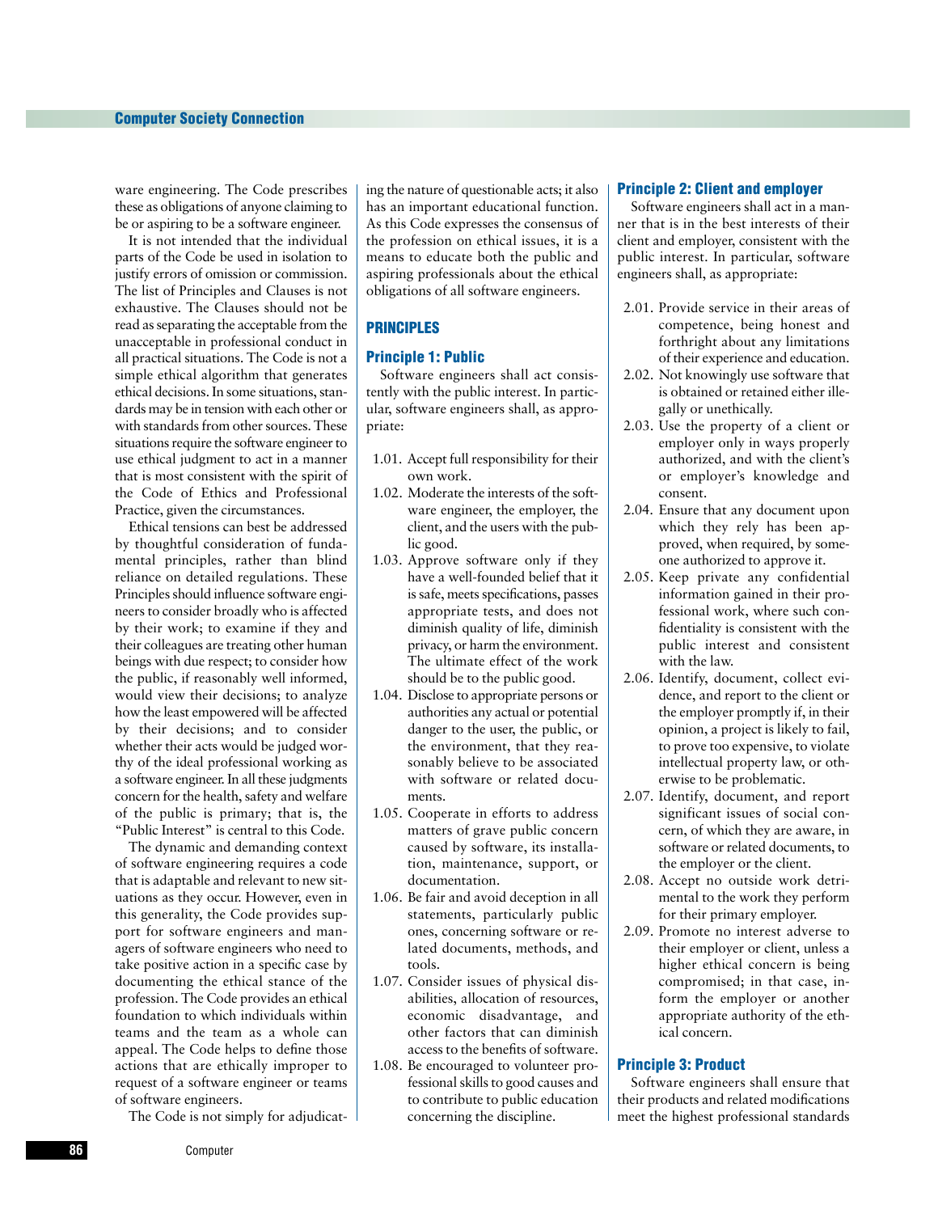ware engineering. The Code prescribes these as obligations of anyone claiming to be or aspiring to be a software engineer.

It is not intended that the individual parts of the Code be used in isolation to justify errors of omission or commission. The list of Principles and Clauses is not exhaustive. The Clauses should not be read as separating the acceptable from the unacceptable in professional conduct in all practical situations. The Code is not a simple ethical algorithm that generates ethical decisions. In some situations, standards may be in tension with each other or with standards from other sources. These situations require the software engineer to use ethical judgment to act in a manner that is most consistent with the spirit of the Code of Ethics and Professional Practice, given the circumstances.

Ethical tensions can best be addressed by thoughtful consideration of fundamental principles, rather than blind reliance on detailed regulations. These Principles should influence software engineers to consider broadly who is affected by their work; to examine if they and their colleagues are treating other human beings with due respect; to consider how the public, if reasonably well informed, would view their decisions; to analyze how the least empowered will be affected by their decisions; and to consider whether their acts would be judged worthy of the ideal professional working as a software engineer. In all these judgments concern for the health, safety and welfare of the public is primary; that is, the "Public Interest" is central to this Code.

The dynamic and demanding context of software engineering requires a code that is adaptable and relevant to new situations as they occur. However, even in this generality, the Code provides support for software engineers and managers of software engineers who need to take positive action in a specific case by documenting the ethical stance of the profession. The Code provides an ethical foundation to which individuals within teams and the team as a whole can appeal. The Code helps to define those actions that are ethically improper to request of a software engineer or teams of software engineers.

The Code is not simply for adjudicating the nature of questionable acts; it also has an important educational function. As this Code expresses the consensus of the profession on ethical issues, it is a means to educate both the public and aspiring professionals about the ethical obligations of all software engineers.

## PRINCIPLES

### Principle 1: Public

Software engineers shall act consistently with the public interest. In particular, software engineers shall, as appropriate:

1.01. Accept full responsibility for their own work.

1.02. Moderate the interests of the software engineer, the employer, the client, and the users with the public good.

1.03. Approve software only if they have a well-founded belief that it is safe, meets specifications, passes appropriate tests, and does not diminish quality of life, diminish privacy, or harm the environment. The ultimate effect of the work should be to the public good.

1.04. Disclose to appropriate persons or authorities any actual or potential danger to the user, the public, or the environment, that they reasonably believe to be associated with software or related documents.

1.05. Cooperate in efforts to address matters of grave public concern caused by software, its installation, maintenance, support, or documentation.

1.06. Be fair and avoid deception in all statements, particularly public ones, concerning software or related documents, methods, and tools.

1.07. Consider issues of physical disabilities, allocation of resources, economic disadvantage, and other factors that can diminish access to the benefits of software.

1.08. Be encouraged to volunteer professional skills to good causes and to contribute to public education concerning the discipline.

### Principle 2: Client and employer

Software engineers shall act in a manner that is in the best interests of their client and employer, consistent with the public interest. In particular, software engineers shall, as appropriate:

2.01. Provide service in their areas of competence, being honest and forthright about any limitations of their experience and education.

2.02. Not knowingly use software that is obtained or retained either illegally or unethically.

2.03. Use the property of a client or employer only in ways properly authorized, and with the client's or employer's knowledge and consent.

2.04. Ensure that any document upon which they rely has been approved, when required, by someone authorized to approve it.

2.05. Keep private any confidential information gained in their professional work, where such confidentiality is consistent with the public interest and consistent with the law.

2.06. Identify, document, collect evidence, and report to the client or the employer promptly if, in their opinion, a project is likely to fail, to prove too expensive, to violate intellectual property law, or otherwise to be problematic.

2.07. Identify, document, and report significant issues of social concern, of which they are aware, in software or related documents, to the employer or the client.

2.08. Accept no outside work detrimental to the work they perform for their primary employer.

2.09. Promote no interest adverse to their employer or client, unless a higher ethical concern is being compromised; in that case, inform the employer or another appropriate authority of the ethical concern.

### Principle 3: Product

Software engineers shall ensure that their products and related modifications meet the highest professional standards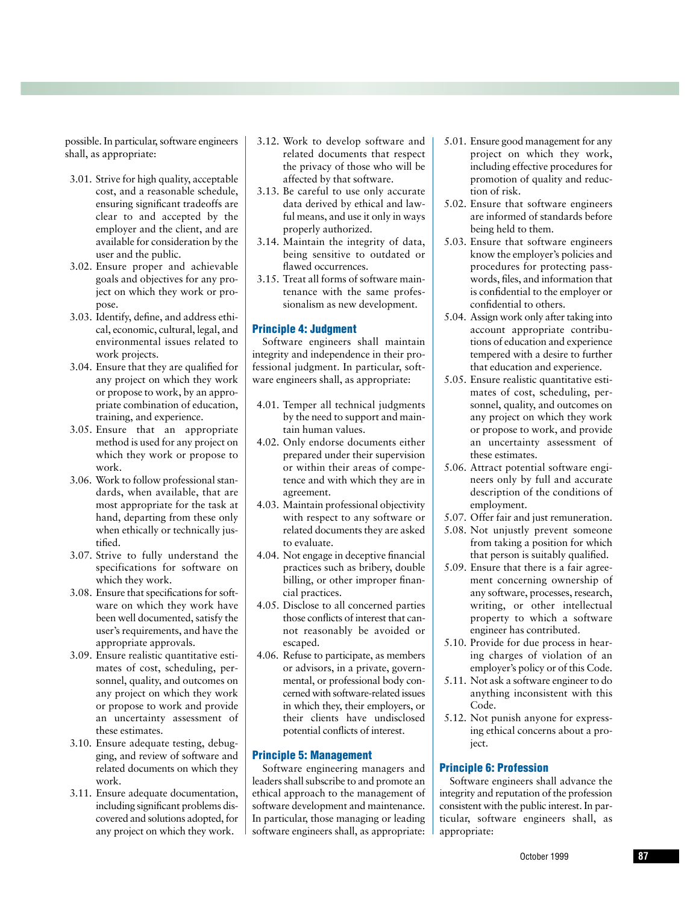possible. In particular, software engineers shall, as appropriate:

3.01. Strive for high quality, acceptable cost, and a reasonable schedule, ensuring significant tradeoffs are clear to and accepted by the employer and the client, and are available for consideration by the user and the public.
3.02. Ensure proper and achievable goals and objectives for any project on which they work or propose.
3.03. Identify, define, and address ethical, economic, cultural, legal, and environmental issues related to work projects.
3.04. Ensure that they are qualified for any project on which they work or propose to work, by an appropriate combination of education, training, and experience.
3.05. Ensure that an appropriate method is used for any project on which they work or propose to work.
3.06. Work to follow professional standards, when available, that are most appropriate for the task at hand, departing from these only when ethically or technically justified.
3.07. Strive to fully understand the specifications for software on which they work.
3.08. Ensure that specifications for software on which they work have been well documented, satisfy the user's requirements, and have the appropriate approvals.
3.09. Ensure realistic quantitative estimates of cost, scheduling, personnel, quality, and outcomes on any project on which they work or propose to work and provide an uncertainty assessment of these estimates.
3.10. Ensure adequate testing, debugging, and review of software and related documents on which they work.
3.11. Ensure adequate documentation, including significant problems discovered and solutions adopted, for any project on which they work.
3.12. Work to develop software and related documents that respect the privacy of those who will be affected by that software.
3.13. Be careful to use only accurate data derived by ethical and lawful means, and use it only in ways properly authorized.
3.14. Maintain the integrity of data, being sensitive to outdated or flawed occurrences.
3.15. Treat all forms of software maintenance with the same professionalism as new development.

## Principle 4: Judgment

Software engineers shall maintain integrity and independence in their professional judgment. In particular, software engineers shall, as appropriate:

4.01. Temper all technical judgments by the need to support and maintain human values.
4.02. Only endorse documents either prepared under their supervision or within their areas of competence and with which they are in agreement.
4.03. Maintain professional objectivity with respect to any software or related documents they are asked to evaluate.
4.04. Not engage in deceptive financial practices such as bribery, double billing, or other improper financial practices.
4.05. Disclose to all concerned parties those conflicts of interest that cannot reasonably be avoided or escaped.
4.06. Refuse to participate, as members or advisors, in a private, governmental, or professional body concerned with software-related issues in which they, their employers, or their clients have undisclosed potential conflicts of interest.

## Principle 5: Management

Software engineering managers and leaders shall subscribe to and promote an ethical approach to the management of software development and maintenance. In particular, those managing or leading software engineers shall, as appropriate:

5.01. Ensure good management for any project on which they work, including effective procedures for promotion of quality and reduction of risk.
5.02. Ensure that software engineers are informed of standards before being held to them.
5.03. Ensure that software engineers know the employer's policies and procedures for protecting passwords, files, and information that is confidential to the employer or confidential to others.
5.04. Assign work only after taking into account appropriate contributions of education and experience tempered with a desire to further that education and experience.
5.05. Ensure realistic quantitative estimates of cost, scheduling, personnel, quality, and outcomes on any project on which they work or propose to work, and provide an uncertainty assessment of these estimates.
5.06. Attract potential software engineers only by full and accurate description of the conditions of employment.
5.07. Offer fair and just remuneration.
5.08. Not unjustly prevent someone from taking a position for which that person is suitably qualified.
5.09. Ensure that there is a fair agreement concerning ownership of any software, processes, research, writing, or other intellectual property to which a software engineer has contributed.
5.10. Provide for due process in hearing charges of violation of an employer's policy or of this Code.
5.11. Not ask a software engineer to do anything inconsistent with this Code.
5.12. Not punish anyone for expressing ethical concerns about a project.

## Principle 6: Profession

Software engineers shall advance the integrity and reputation of the profession consistent with the public interest. In particular, software engineers shall, as appropriate: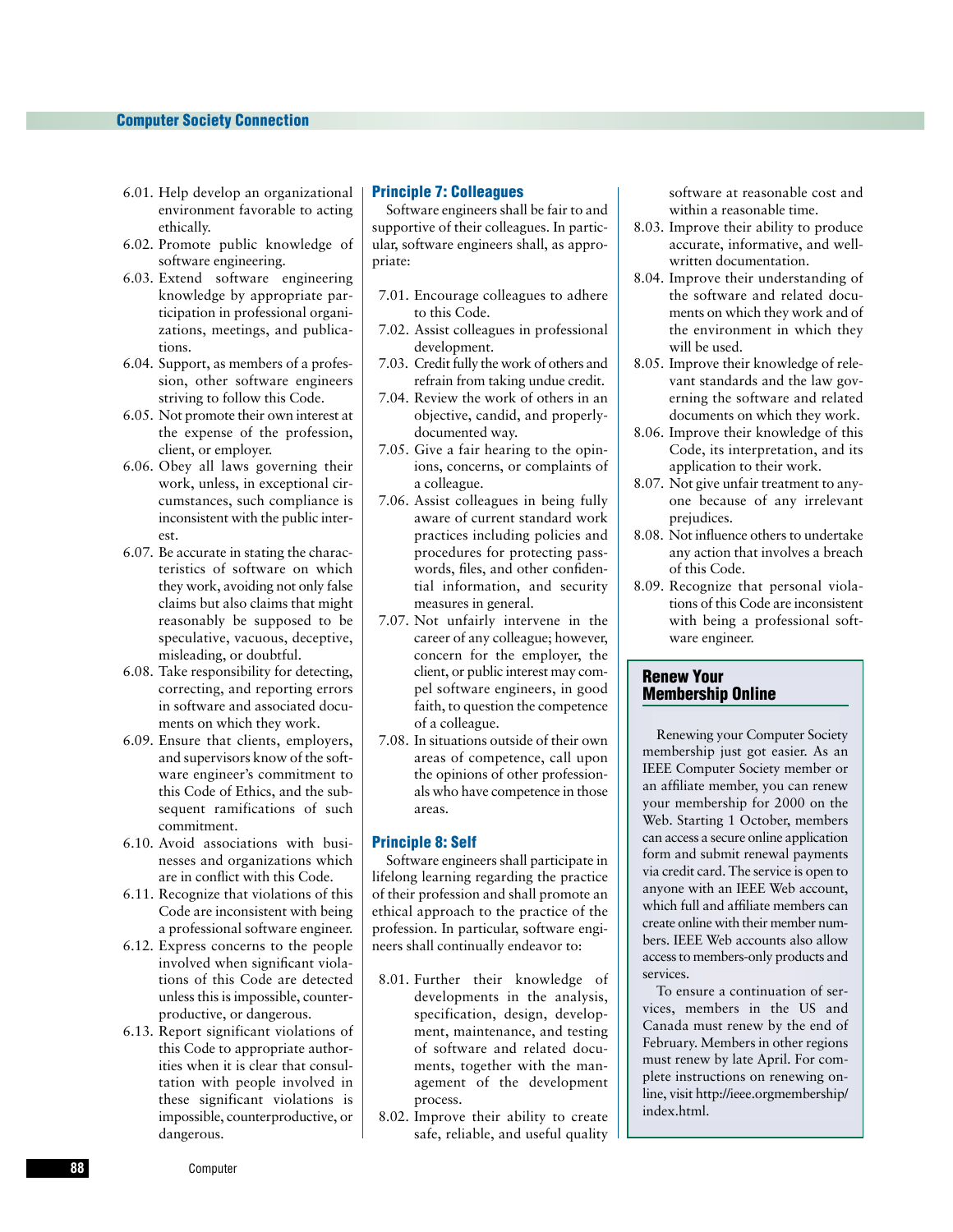6.01. Help develop an organizational environment favorable to acting ethically.
6.02. Promote public knowledge of software engineering.
6.03. Extend software engineering knowledge by appropriate participation in professional organizations, meetings, and publications.
6.04. Support, as members of a profession, other software engineers striving to follow this Code.
6.05. Not promote their own interest at the expense of the profession, client, or employer.
6.06. Obey all laws governing their work, unless, in exceptional circumstances, such compliance is inconsistent with the public interest.
6.07. Be accurate in stating the characteristics of software on which they work, avoiding not only false claims but also claims that might reasonably be supposed to be speculative, vacuous, deceptive, misleading, or doubtful.
6.08. Take responsibility for detecting, correcting, and reporting errors in software and associated documents on which they work.
6.09. Ensure that clients, employers, and supervisors know of the software engineer's commitment to this Code of Ethics, and the subsequent ramifications of such commitment.
6.10. Avoid associations with businesses and organizations which are in conflict with this Code.
6.11. Recognize that violations of this Code are inconsistent with being a professional software engineer.
6.12. Express concerns to the people involved when significant violations of this Code are detected unless this is impossible, counterproductive, or dangerous.
6.13. Report significant violations of this Code to appropriate authorities when it is clear that consultation with people involved in these significant violations is impossible, counterproductive, or dangerous.

## Principle 7: Colleagues

Software engineers shall be fair to and supportive of their colleagues. In particular, software engineers shall, as appropriate:

7.01. Encourage colleagues to adhere to this Code.
7.02. Assist colleagues in professional development.
7.03. Credit fully the work of others and refrain from taking undue credit.
7.04. Review the work of others in an objective, candid, and properly-documented way.
7.05. Give a fair hearing to the opinions, concerns, or complaints of a colleague.
7.06. Assist colleagues in being fully aware of current standard work practices including policies and procedures for protecting passwords, files, and other confidential information, and security measures in general.
7.07. Not unfairly intervene in the career of any colleague; however, concern for the employer, the client, or public interest may compel software engineers, in good faith, to question the competence of a colleague.
7.08. In situations outside of their own areas of competence, call upon the opinions of other professionals who have competence in those areas.

## Principle 8: Self

Software engineers shall participate in lifelong learning regarding the practice of their profession and shall promote an ethical approach to the practice of the profession. In particular, software engineers shall continually endeavor to:

8.01. Further their knowledge of developments in the analysis, specification, design, development, maintenance, and testing of software and related documents, together with the management of the development process.
8.02. Improve their ability to create safe, reliable, and useful quality software at reasonable cost and within a reasonable time.
8.03. Improve their ability to produce accurate, informative, and well-written documentation.
8.04. Improve their understanding of the software and related documents on which they work and of the environment in which they will be used.
8.05. Improve their knowledge of relevant standards and the law governing the software and related documents on which they work.
8.06. Improve their knowledge of this Code, its interpretation, and its application to their work.
8.07. Not give unfair treatment to anyone because of any irrelevant prejudices.
8.08. Not influence others to undertake any action that involves a breach of this Code.
8.09. Recognize that personal violations of this Code are inconsistent with being a professional software engineer.

## Renew Your Membership Online

Renewing your Computer Society membership just got easier. As an IEEE Computer Society member or an affiliate member, you can renew your membership for 2000 on the Web. Starting 1 October, members can access a secure online application form and submit renewal payments via credit card. The service is open to anyone with an IEEE Web account, which full and affiliate members can create online with their member numbers. IEEE Web accounts also allow access to members-only products and services.

To ensure a continuation of services, members in the US and Canada must renew by the end of February. Members in other regions must renew by late April. For complete instructions on renewing online, visit http://ieee.orgmembership/index.html.